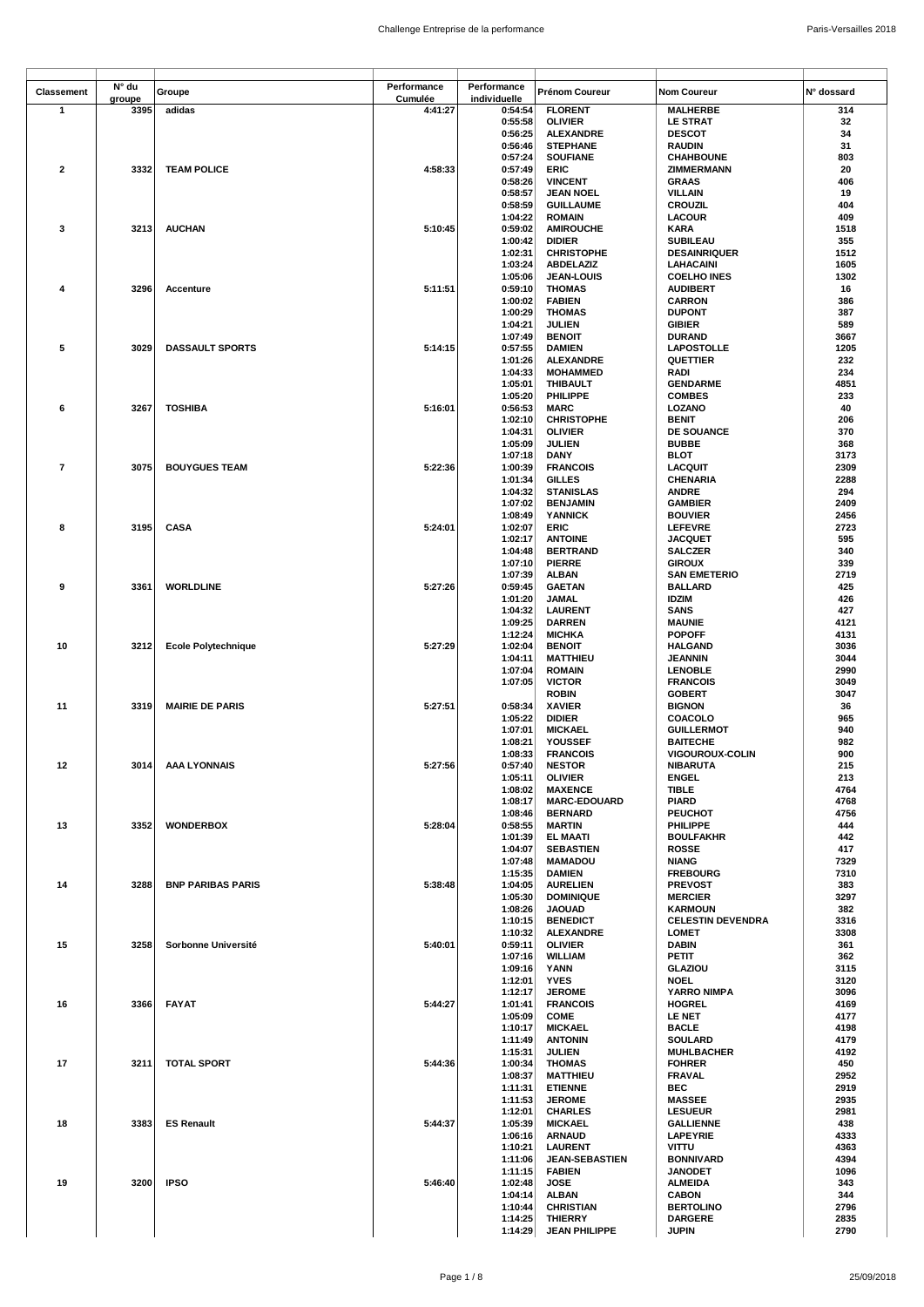| Classement | N° du groupe | Groupe | Performance Cumulée | Performance individuelle | Prénom Coureur | Nom Coureur | N° dossard |
|---|---|---|---|---|---|---|---|
| 1 | 3395 | adidas | 4:41:27 | 0:54:54 | FLORENT | MALHERBE | 314 |
| | | | | 0:55:58 | OLIVIER | LE STRAT | 32 |
| | | | | 0:56:25 | ALEXANDRE | DESCOT | 34 |
| | | | | 0:56:46 | STEPHANE | RAUDIN | 31 |
| | | | | 0:57:24 | SOUFIANE | CHAHBOUNE | 803 |
| 2 | 3332 | TEAM POLICE | 4:58:33 | 0:57:49 | ERIC | ZIMMERMANN | 20 |
| | | | | 0:58:26 | VINCENT | GRAAS | 406 |
| | | | | 0:58:57 | JEAN NOEL | VILLAIN | 19 |
| | | | | 0:58:59 | GUILLAUME | CROUZIL | 404 |
| | | | | 1:04:22 | ROMAIN | LACOUR | 409 |
| 3 | 3213 | AUCHAN | 5:10:45 | 0:59:02 | AMIROUCHE | KARA | 1518 |
| | | | | 1:00:42 | DIDIER | SUBILEAU | 355 |
| | | | | 1:02:31 | CHRISTOPHE | DESAINRIQUER | 1512 |
| | | | | 1:03:24 | ABDELAZIZ | LAHACAINI | 1605 |
| | | | | 1:05:06 | JEAN-LOUIS | COELHO INES | 1302 |
| 4 | 3296 | Accenture | 5:11:51 | 0:59:10 | THOMAS | AUDIBERT | 16 |
| | | | | 1:00:02 | FABIEN | CARRON | 386 |
| | | | | 1:00:29 | THOMAS | DUPONT | 387 |
| | | | | 1:04:21 | JULIEN | GIBIER | 589 |
| | | | | 1:07:49 | BENOIT | DURAND | 3667 |
| 5 | 3029 | DASSAULT SPORTS | 5:14:15 | 0:57:55 | DAMIEN | LAPOSTOLLE | 1205 |
| | | | | 1:01:26 | ALEXANDRE | QUETTIER | 232 |
| | | | | 1:04:33 | MOHAMMED | RADI | 234 |
| | | | | 1:05:01 | THIBAULT | GENDARME | 4851 |
| | | | | 1:05:20 | PHILIPPE | COMBES | 233 |
| 6 | 3267 | TOSHIBA | 5:16:01 | 0:56:53 | MARC | LOZANO | 40 |
| | | | | 1:02:10 | CHRISTOPHE | BENIT | 206 |
| | | | | 1:04:31 | OLIVIER | DE SOUANCE | 370 |
| | | | | 1:05:09 | JULIEN | BUBBE | 368 |
| | | | | 1:07:18 | DANY | BLOT | 3173 |
| 7 | 3075 | BOUYGUES TEAM | 5:22:36 | 1:00:39 | FRANCOIS | LACQUIT | 2309 |
| | | | | 1:01:34 | GILLES | CHENARIA | 2288 |
| | | | | 1:04:32 | STANISLAS | ANDRE | 294 |
| | | | | 1:07:02 | BENJAMIN | GAMBIER | 2409 |
| | | | | 1:08:49 | YANNICK | BOUVIER | 2456 |
| 8 | 3195 | CASA | 5:24:01 | 1:02:07 | ERIC | LEFEVRE | 2723 |
| | | | | 1:02:17 | ANTOINE | JACQUET | 595 |
| | | | | 1:04:48 | BERTRAND | SALCZER | 340 |
| | | | | 1:07:10 | PIERRE | GIROUX | 339 |
| | | | | 1:07:39 | ALBAN | SAN EMETERIO | 2719 |
| 9 | 3361 | WORLDLINE | 5:27:26 | 0:59:45 | GAETAN | BALLARD | 425 |
| | | | | 1:01:20 | JAMAL | IDZIM | 426 |
| | | | | 1:04:32 | LAURENT | SANS | 427 |
| | | | | 1:09:25 | DARREN | MAUNIE | 4121 |
| | | | | 1:12:24 | MICHKA | POPOFF | 4131 |
| 10 | 3212 | Ecole Polytechnique | 5:27:29 | 1:02:04 | BENOIT | HALGAND | 3036 |
| | | | | 1:04:11 | MATTHIEU | JEANNIN | 3044 |
| | | | | 1:07:04 | ROMAIN | LENOBLE | 2990 |
| | | | | 1:07:05 | VICTOR | FRANCOIS | 3049 |
| | | | | | ROBIN | GOBERT | 3047 |
| 11 | 3319 | MAIRIE DE PARIS | 5:27:51 | 0:58:34 | XAVIER | BIGNON | 36 |
| | | | | 1:05:22 | DIDIER | COCOLO | 965 |
| | | | | 1:07:01 | MICKAEL | GUILLERMOT | 940 |
| | | | | 1:08:21 | YOUSSEF | BAITECHE | 982 |
| | | | | 1:08:33 | FRANCOIS | VIGOUROUX-COLIN | 900 |
| 12 | 3014 | AAA LYONNAIS | 5:27:56 | 0:57:40 | NESTOR | NIBARUTA | 215 |
| | | | | 1:05:11 | OLIVIER | ENGEL | 213 |
| | | | | 1:08:02 | MAXENCE | TIBLE | 4764 |
| | | | | 1:08:17 | MARC-EDOUARD | PIARD | 4768 |
| | | | | 1:08:46 | BERNARD | PEUCHOT | 4756 |
| 13 | 3352 | WONDERBOX | 5:28:04 | 0:58:55 | MARTIN | PHILIPPE | 444 |
| | | | | 1:01:39 | EL MAATI | BOULFAKHR | 442 |
| | | | | 1:04:07 | SEBASTIEN | ROSSE | 417 |
| | | | | 1:07:48 | MAMADOU | NIANG | 7329 |
| | | | | 1:15:35 | DAMIEN | FREBOURG | 7310 |
| 14 | 3288 | BNP PARIBAS PARIS | 5:38:48 | 1:04:05 | AURELIEN | PREVOST | 383 |
| | | | | 1:05:30 | DOMINIQUE | MERCIER | 3297 |
| | | | | 1:08:26 | JAOUAD | KARMOUN | 382 |
| | | | | 1:10:15 | BENEDICT | CELESTIN DEVENDRA | 3316 |
| | | | | 1:10:32 | ALEXANDRE | LOMET | 3308 |
| 15 | 3258 | Sorbonne Université | 5:40:01 | 0:59:11 | OLIVIER | DABIN | 361 |
| | | | | 1:07:16 | WILLIAM | PETIT | 362 |
| | | | | 1:09:16 | YANN | GLAZIOU | 3115 |
| | | | | 1:12:01 | YVES | NOEL | 3120 |
| | | | | 1:12:17 | JEROME | YARRO NIMPA | 3096 |
| 16 | 3366 | FAYAT | 5:44:27 | 1:01:41 | FRANCOIS | HOGREL | 4169 |
| | | | | 1:05:09 | COME | LE NET | 4177 |
| | | | | 1:10:17 | MICKAEL | BACLE | 4198 |
| | | | | 1:11:49 | ANTONIN | SOULARD | 4179 |
| | | | | 1:15:31 | JULIEN | MUHLBACHER | 4192 |
| 17 | 3211 | TOTAL SPORT | 5:44:36 | 1:00:34 | THOMAS | FOHRER | 450 |
| | | | | 1:08:37 | MATTHIEU | FRAVAL | 2952 |
| | | | | 1:11:31 | ETIENNE | BEC | 2919 |
| | | | | 1:11:53 | JEROME | MASSEE | 2935 |
| | | | | 1:12:01 | CHARLES | LESUEUR | 2981 |
| 18 | 3383 | ES Renault | 5:44:37 | 1:05:39 | MICKAEL | GALLIENNE | 438 |
| | | | | 1:06:16 | ARNAUD | LAPEYRIE | 4333 |
| | | | | 1:10:21 | LAURENT | VITTU | 4363 |
| | | | | 1:11:06 | JEAN-SEBASTIEN | BONNIVARD | 4394 |
| | | | | 1:11:15 | FABIEN | JANODET | 1096 |
| 19 | 3200 | IPSO | 5:46:40 | 1:02:48 | JOSE | ALMEIDA | 343 |
| | | | | 1:04:14 | ALBAN | CABON | 344 |
| | | | | 1:10:44 | CHRISTIAN | BERTOLINO | 2796 |
| | | | | 1:14:25 | THIERRY | DARGERE | 2835 |
| | | | | 1:14:29 | JEAN PHILIPPE | JUPIN | 2790 |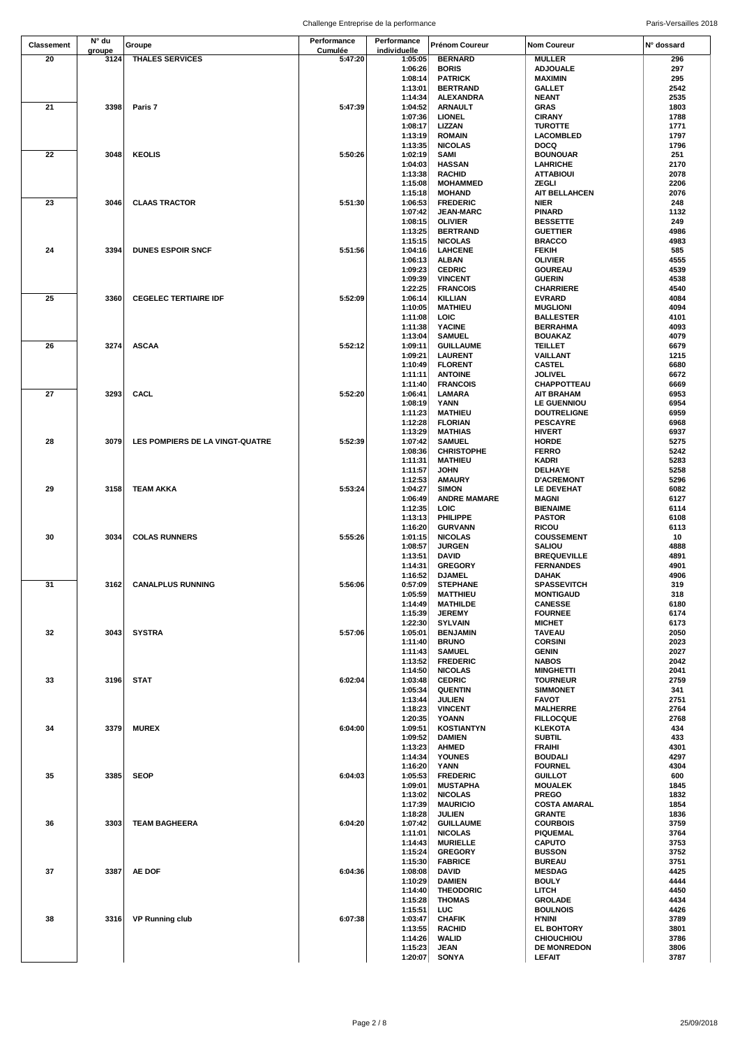| Classement | N° du groupe | Groupe | Performance Cumulée | Performance individuelle | Prénom Coureur | Nom Coureur | N° dossard |
|---|---|---|---|---|---|---|---|
| 20 | 3124 | THALES SERVICES | 5:47:20 | 1:05:05 | BERNARD | MULLER | 296 |
| | | | | 1:06:26 | BORIS | ADJOUALE | 297 |
| | | | | 1:08:14 | PATRICK | MAXIMIN | 295 |
| | | | | 1:13:01 | BERTRAND | GALLET | 2542 |
| | | | | 1:14:34 | ALEXANDRA | NEANT | 2535 |
| 21 | 3398 | Paris 7 | 5:47:39 | 1:04:52 | ARNAULT | GRAS | 1803 |
| | | | | 1:07:36 | LIONEL | CIRANY | 1788 |
| | | | | 1:08:17 | LIZZAN | TUROTTE | 1771 |
| | | | | 1:13:19 | ROMAIN | LACOMBLED | 1797 |
| | | | | 1:13:35 | NICOLAS | DOCQ | 1796 |
| 22 | 3048 | KEOLIS | 5:50:26 | 1:02:19 | SAMI | BOUNOUAR | 251 |
| | | | | 1:04:03 | HASSAN | LAHRICHE | 2170 |
| | | | | 1:13:38 | RACHID | ATTABIOUI | 2078 |
| | | | | 1:15:08 | MOHAMMED | ZEGLI | 2206 |
| | | | | 1:15:18 | MOHAND | AIT BELLAHCEN | 2076 |
| 23 | 3046 | CLAAS TRACTOR | 5:51:30 | 1:06:53 | FREDERIC | NIER | 248 |
| | | | | 1:07:42 | JEAN-MARC | PINARD | 1132 |
| | | | | 1:08:15 | OLIVIER | BESSETTE | 249 |
| | | | | 1:13:25 | BERTRAND | GUETTIER | 4986 |
| | | | | 1:15:15 | NICOLAS | BRACCO | 4983 |
| 24 | 3394 | DUNES ESPOIR SNCF | 5:51:56 | 1:04:16 | LAHCENE | FEKIH | 585 |
| | | | | 1:06:13 | ALBAN | OLIVIER | 4555 |
| | | | | 1:09:23 | CEDRIC | GOUREAU | 4539 |
| | | | | 1:09:39 | VINCENT | GUERIN | 4538 |
| | | | | 1:22:25 | FRANCOIS | CHARRIERE | 4540 |
| 25 | 3360 | CEGELEC TERTIAIRE IDF | 5:52:09 | 1:06:14 | KILLIAN | EVRARD | 4084 |
| | | | | 1:10:05 | MATHIEU | MUGLIONI | 4094 |
| | | | | 1:11:08 | LOIC | BALLESTER | 4101 |
| | | | | 1:11:38 | YACINE | BERRAHMA | 4093 |
| | | | | 1:13:04 | SAMUEL | BOUAKAZ | 4079 |
| 26 | 3274 | ASCAA | 5:52:12 | 1:09:11 | GUILLAUME | TEILLET | 6679 |
| | | | | 1:09:21 | LAURENT | VAILLANT | 1215 |
| | | | | 1:10:49 | FLORENT | CASTEL | 6680 |
| | | | | 1:11:11 | ANTOINE | JOLIVEL | 6672 |
| | | | | 1:11:40 | FRANCOIS | CHAPPOTTEAU | 6669 |
| 27 | 3293 | CACL | 5:52:20 | 1:06:41 | LAMARA | AIT BRAHAM | 6953 |
| | | | | 1:08:19 | YANN | LE GUENNIOU | 6954 |
| | | | | 1:11:23 | MATHIEU | DOUTRELIGNE | 6959 |
| | | | | 1:12:28 | FLORIAN | PESCAYRE | 6968 |
| | | | | 1:13:29 | MATHIAS | HIVERT | 6937 |
| 28 | 3079 | LES POMPIERS DE LA VINGT-QUATRE | 5:52:39 | 1:07:42 | SAMUEL | HORDE | 5275 |
| | | | | 1:08:36 | CHRISTOPHE | FERRO | 5242 |
| | | | | 1:11:31 | MATHIEU | KADRI | 5283 |
| | | | | 1:11:57 | JOHN | DELHAYE | 5258 |
| | | | | 1:12:53 | AMAURY | D'ACREMONT | 5296 |
| 29 | 3158 | TEAM AKKA | 5:53:24 | 1:04:27 | SIMON | LE DEVEHAT | 6082 |
| | | | | 1:06:49 | ANDRE MAMARE | MAGNI | 6127 |
| | | | | 1:12:35 | LOIC | BIENAIME | 6114 |
| | | | | 1:13:13 | PHILIPPE | PASTOR | 6108 |
| | | | | 1:16:20 | GURVANN | RICOU | 6113 |
| 30 | 3034 | COLAS RUNNERS | 5:55:26 | 1:01:15 | NICOLAS | COUSSEMENT | 10 |
| | | | | 1:08:57 | JURGEN | SALIOU | 4888 |
| | | | | 1:13:51 | DAVID | BREQUEVILLE | 4891 |
| | | | | 1:14:31 | GREGORY | FERNANDES | 4901 |
| | | | | 1:16:52 | DJAMEL | DAHAK | 4906 |
| 31 | 3162 | CANALPLUS RUNNING | 5:56:06 | 0:57:09 | STEPHANE | SPASSEVITCH | 319 |
| | | | | 1:05:59 | MATTHIEU | MONTIGAUD | 318 |
| | | | | 1:14:49 | MATHILDE | CANESSE | 6180 |
| | | | | 1:15:39 | JEREMY | FOURNEE | 6174 |
| | | | | 1:22:30 | SYLVAIN | MICHET | 6173 |
| 32 | 3043 | SYSTRA | 5:57:06 | 1:05:01 | BENJAMIN | TAVEAU | 2050 |
| | | | | 1:11:40 | BRUNO | CORSINI | 2023 |
| | | | | 1:11:43 | SAMUEL | GENIN | 2027 |
| | | | | 1:13:52 | FREDERIC | NABOS | 2042 |
| | | | | 1:14:50 | NICOLAS | MINGHETTI | 2041 |
| 33 | 3196 | STAT | 6:02:04 | 1:03:48 | CEDRIC | TOURNEUR | 2759 |
| | | | | 1:05:34 | QUENTIN | SIMMONET | 341 |
| | | | | 1:13:44 | JULIEN | FAVOT | 2751 |
| | | | | 1:18:23 | VINCENT | MALHERRE | 2764 |
| | | | | 1:20:35 | YOANN | FILLOCQUE | 2768 |
| 34 | 3379 | MUREX | 6:04:00 | 1:09:51 | KOSTIANTYN | KLEKOTA | 434 |
| | | | | 1:09:52 | DAMIEN | SUBTIL | 433 |
| | | | | 1:13:23 | AHMED | FRAIHI | 4301 |
| | | | | 1:14:34 | YOUNES | BOUDALI | 4297 |
| | | | | 1:16:20 | YANN | FOURNEL | 4304 |
| 35 | 3385 | SEOP | 6:04:03 | 1:05:53 | FREDERIC | GUILLOT | 600 |
| | | | | 1:09:01 | MUSTAPHA | MOUALEK | 1845 |
| | | | | 1:13:02 | NICOLAS | PREGO | 1832 |
| | | | | 1:17:39 | MAURICIO | COSTA AMARAL | 1854 |
| | | | | 1:18:28 | JULIEN | GRANTE | 1836 |
| 36 | 3303 | TEAM BAGHEERA | 6:04:20 | 1:07:42 | GUILLAUME | COURBOIS | 3759 |
| | | | | 1:11:01 | NICOLAS | PIQUEMAL | 3764 |
| | | | | 1:14:43 | MURIELLE | CAPUTO | 3753 |
| | | | | 1:15:24 | GREGORY | BUSSON | 3752 |
| | | | | 1:15:30 | FABRICE | BUREAU | 3751 |
| 37 | 3387 | AE DOF | 6:04:36 | 1:08:08 | DAVID | MESDAG | 4425 |
| | | | | 1:10:29 | DAMIEN | BOULY | 4444 |
| | | | | 1:14:40 | THEODORIC | LITCH | 4450 |
| | | | | 1:15:28 | THOMAS | GROLADE | 4434 |
| | | | | 1:15:51 | LUC | BOULNOIS | 4426 |
| 38 | 3316 | VP Running club | 6:07:38 | 1:03:47 | CHAFIK | H'NINI | 3789 |
| | | | | 1:13:55 | RACHID | EL BOHTORY | 3801 |
| | | | | 1:14:26 | WALID | CHIOUCHIOU | 3786 |
| | | | | 1:15:23 | JEAN | DE MONREDON | 3806 |
| | | | | 1:20:07 | SONYA | LEFAIT | 3787 |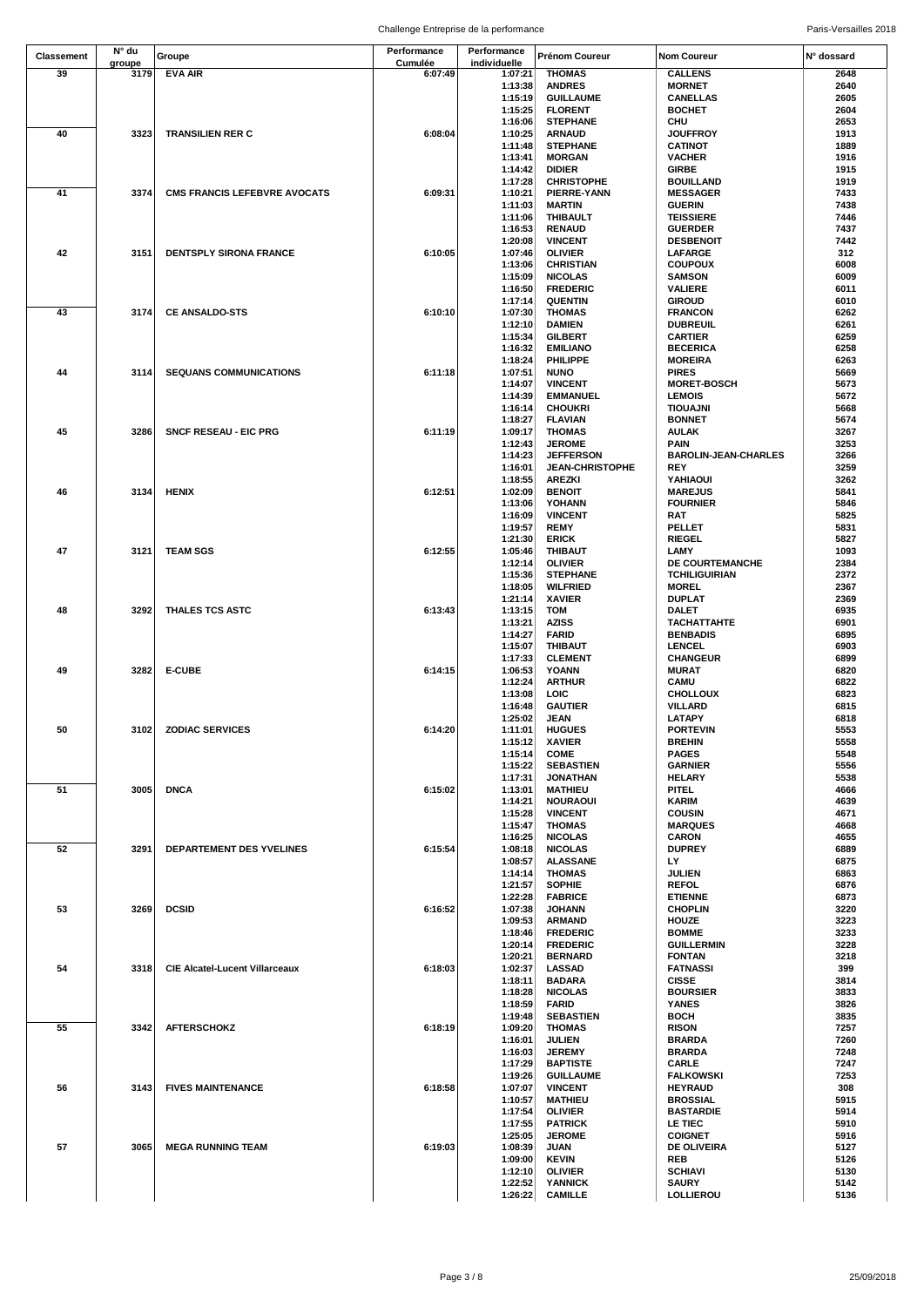| Classement | N° du groupe | Groupe | Performance Cumulée | Performance individuelle | Prénom Coureur | Nom Coureur | N° dossard |
|---|---|---|---|---|---|---|---|
| 39 | 3179 | EVA AIR | 6:07:49 | 1:07:21 | THOMAS | CALLENS | 2648 |
| | | | | 1:13:38 | ANDRES | MORNET | 2640 |
| | | | | 1:15:19 | GUILLAUME | CANELLAS | 2605 |
| | | | | 1:15:25 | FLORENT | BOCHET | 2604 |
| | | | | 1:16:06 | STEPHANE | CHU | 2653 |
| 40 | 3323 | TRANSILIEN RER C | 6:08:04 | 1:10:25 | ARNAUD | JOUFFROY | 1913 |
| | | | | 1:11:48 | STEPHANE | CATINOT | 1889 |
| | | | | 1:13:41 | MORGAN | VACHER | 1916 |
| | | | | 1:14:42 | DIDIER | GIRBE | 1915 |
| | | | | 1:17:28 | CHRISTOPHE | BOUILLAND | 1919 |
| 41 | 3374 | CMS FRANCIS LEFEBVRE AVOCATS | 6:09:31 | 1:10:21 | PIERRE-YANN | MESSAGER | 7433 |
| | | | | 1:11:03 | MARTIN | GUERIN | 7438 |
| | | | | 1:11:06 | THIBAULT | TEISSIERE | 7446 |
| | | | | 1:16:53 | RENAUD | GUERDER | 7437 |
| | | | | 1:20:08 | VINCENT | DESBENOIT | 7442 |
| 42 | 3151 | DENTSPLY SIRONA FRANCE | 6:10:05 | 1:07:46 | OLIVIER | LAFARGE | 312 |
| | | | | 1:13:06 | CHRISTIAN | COUPOUX | 6008 |
| | | | | 1:15:09 | NICOLAS | SAMSON | 6009 |
| | | | | 1:16:50 | FREDERIC | VALIERE | 6011 |
| | | | | 1:17:14 | QUENTIN | GIROUD | 6010 |
| 43 | 3174 | CE ANSALDO-STS | 6:10:10 | 1:07:30 | THOMAS | FRANCON | 6262 |
| | | | | 1:12:10 | DAMIEN | DUBREUIL | 6261 |
| | | | | 1:15:34 | GILBERT | CARTIER | 6259 |
| | | | | 1:16:32 | EMILIANO | BECERICA | 6258 |
| | | | | 1:18:24 | PHILIPPE | MOREIRA | 6263 |
| 44 | 3114 | SEQUANS COMMUNICATIONS | 6:11:18 | 1:07:51 | NUNO | PIRES | 5669 |
| | | | | 1:14:07 | VINCENT | MORET-BOSCH | 5673 |
| | | | | 1:14:39 | EMMANUEL | LEMOIS | 5672 |
| | | | | 1:16:14 | CHOUKRI | TIOUAJNI | 5668 |
| | | | | 1:18:27 | FLAVIAN | BONNET | 5674 |
| 45 | 3286 | SNCF RESEAU - EIC PRG | 6:11:19 | 1:09:17 | THOMAS | AULAK | 3267 |
| | | | | 1:12:43 | JEROME | PAIN | 3253 |
| | | | | 1:14:23 | JEFFERSON | BAROLIN-JEAN-CHARLES | 3266 |
| | | | | 1:16:01 | JEAN-CHRISTOPHE | REY | 3259 |
| | | | | 1:18:55 | AREZKI | YAHIAOUI | 3262 |
| 46 | 3134 | HENIX | 6:12:51 | 1:02:09 | BENOIT | MAREJUS | 5841 |
| | | | | 1:13:06 | YOHANN | FOURNIER | 5846 |
| | | | | 1:16:09 | VINCENT | RAT | 5825 |
| | | | | 1:19:57 | REMY | PELLET | 5831 |
| | | | | 1:21:30 | ERICK | RIEGEL | 5827 |
| 47 | 3121 | TEAM SGS | 6:12:55 | 1:05:46 | THIBAUT | LAMY | 1093 |
| | | | | 1:12:14 | OLIVIER | DE COURTEMANCHE | 2384 |
| | | | | 1:15:36 | STEPHANE | TCHILIGUIRIAN | 2372 |
| | | | | 1:18:05 | WILFRIED | MOREL | 2367 |
| | | | | 1:21:14 | XAVIER | DUPLAT | 2369 |
| 48 | 3292 | THALES TCS ASTC | 6:13:43 | 1:13:15 | TOM | DALET | 6935 |
| | | | | 1:13:21 | AZISS | TACHATTAHTE | 6901 |
| | | | | 1:14:27 | FARID | BENBADIS | 6895 |
| | | | | 1:15:07 | THIBAUT | LENCEL | 6903 |
| | | | | 1:17:33 | CLEMENT | CHANGEUR | 6899 |
| 49 | 3282 | E-CUBE | 6:14:15 | 1:06:53 | YOANN | MURAT | 6820 |
| | | | | 1:12:24 | ARTHUR | CAMU | 6822 |
| | | | | 1:13:08 | LOIC | CHOLLOUX | 6823 |
| | | | | 1:16:48 | GAUTIER | VILLARD | 6815 |
| | | | | 1:25:02 | JEAN | LATAPY | 6818 |
| 50 | 3102 | ZODIAC SERVICES | 6:14:20 | 1:11:01 | HUGUES | PORTEVIN | 5553 |
| | | | | 1:15:12 | XAVIER | BREHIN | 5558 |
| | | | | 1:15:14 | COME | PAGES | 5548 |
| | | | | 1:15:22 | SEBASTIEN | GARNIER | 5556 |
| | | | | 1:17:31 | JONATHAN | HELARY | 5538 |
| 51 | 3005 | DNCA | 6:15:02 | 1:13:01 | MATHIEU | PITEL | 4666 |
| | | | | 1:14:21 | NOURAOUI | KARIM | 4639 |
| | | | | 1:15:28 | VINCENT | COUSIN | 4671 |
| | | | | 1:15:47 | THOMAS | MARQUES | 4668 |
| | | | | 1:16:25 | NICOLAS | CARON | 4655 |
| 52 | 3291 | DEPARTEMENT DES YVELINES | 6:15:54 | 1:08:18 | NICOLAS | DUPREY | 6889 |
| | | | | 1:08:57 | ALASSANE | LY | 6875 |
| | | | | 1:14:14 | THOMAS | JULIEN | 6863 |
| | | | | 1:21:57 | SOPHIE | REFOL | 6876 |
| | | | | 1:22:28 | FABRICE | ETIENNE | 6873 |
| 53 | 3269 | DCSID | 6:16:52 | 1:07:38 | JOHANN | CHOPLIN | 3220 |
| | | | | 1:09:53 | ARMAND | HOUZE | 3223 |
| | | | | 1:18:46 | FREDERIC | BOMME | 3233 |
| | | | | 1:20:14 | FREDERIC | GUILLERMIN | 3228 |
| | | | | 1:20:21 | BERNARD | FONTAN | 3218 |
| 54 | 3318 | CIE Alcatel-Lucent Villarceaux | 6:18:03 | 1:02:37 | LASSAD | FATNASSI | 399 |
| | | | | 1:18:11 | BADARA | CISSE | 3814 |
| | | | | 1:18:28 | NICOLAS | BOURSIER | 3833 |
| | | | | 1:18:59 | FARID | YANES | 3826 |
| | | | | 1:19:48 | SEBASTIEN | BOCH | 3835 |
| 55 | 3342 | AFTERSCHOKZ | 6:18:19 | 1:09:20 | THOMAS | RISON | 7257 |
| | | | | 1:16:01 | JULIEN | BRARDA | 7260 |
| | | | | 1:16:03 | JEREMY | BRARDA | 7248 |
| | | | | 1:17:29 | BAPTISTE | CARLE | 7247 |
| | | | | 1:19:26 | GUILLAUME | FALKOWSKI | 7253 |
| 56 | 3143 | FIVES MAINTENANCE | 6:18:58 | 1:07:07 | VINCENT | HEYRAUD | 308 |
| | | | | 1:10:57 | MATHIEU | BROSSIAL | 5915 |
| | | | | 1:17:54 | OLIVIER | BASTARDIE | 5914 |
| | | | | 1:17:55 | PATRICK | LE TIEC | 5910 |
| | | | | 1:25:05 | JEROME | COIGNET | 5916 |
| 57 | 3065 | MEGA RUNNING TEAM | 6:19:03 | 1:08:39 | JUAN | DE OLIVEIRA | 5127 |
| | | | | 1:09:00 | KEVIN | REB | 5126 |
| | | | | 1:12:10 | OLIVIER | SCHIAVI | 5130 |
| | | | | 1:22:52 | YANNICK | SAURY | 5142 |
| | | | | 1:26:22 | CAMILLE | LOLLIEROU | 5136 |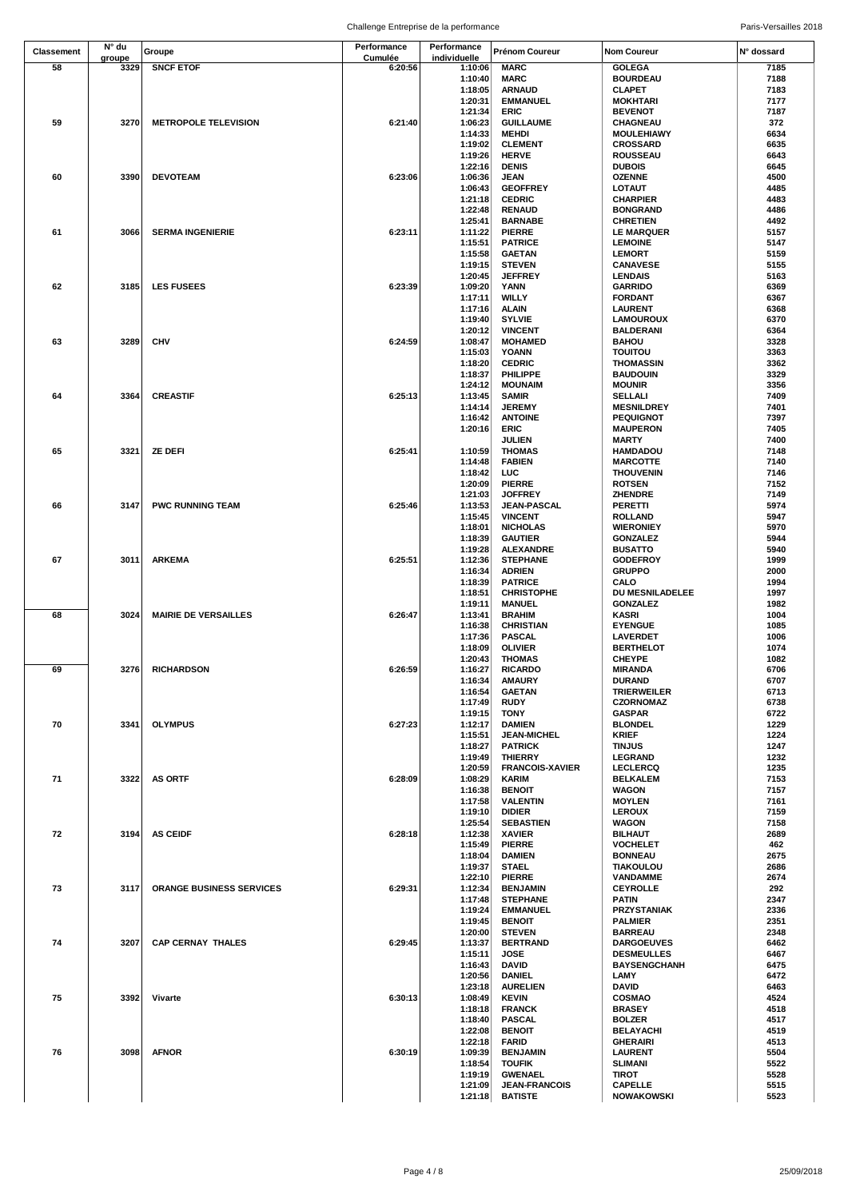| Classement | N° du groupe | Groupe | Performance Cumulée | Performance individuelle | Prénom Coureur | Nom Coureur | N° dossard |
|---|---|---|---|---|---|---|---|
| 58 | 3329 | SNCF ETOF | 6:20:56 | 1:10:06 | MARC | GOLEGA | 7185 |
| | | | | 1:10:40 | MARC | BOURDEAU | 7188 |
| | | | | 1:18:05 | ARNAUD | CLAPET | 7183 |
| | | | | 1:20:31 | EMMANUEL | MOKHTARI | 7177 |
| | | | | 1:21:34 | ERIC | BEVENOT | 7187 |
| 59 | 3270 | METROPOLE TELEVISION | 6:21:40 | 1:06:23 | GUILLAUME | CHAGNEAU | 372 |
| | | | | 1:14:33 | MEHDI | MOULEHIAWY | 6634 |
| | | | | 1:19:02 | CLEMENT | CROSSARD | 6635 |
| | | | | 1:19:26 | HERVE | ROUSSEAU | 6643 |
| | | | | 1:22:16 | DENIS | DUBOIS | 6645 |
| 60 | 3390 | DEVOTEAM | 6:23:06 | 1:06:36 | JEAN | OZENNE | 4500 |
| | | | | 1:06:43 | GEOFFREY | LOTAUT | 4485 |
| | | | | 1:21:18 | CEDRIC | CHARPIER | 4483 |
| | | | | 1:22:48 | RENAUD | BONGRAND | 4486 |
| | | | | 1:25:41 | BARNABE | CHRETIEN | 4492 |
| 61 | 3066 | SERMA INGENIERIE | 6:23:11 | 1:11:22 | PIERRE | LE MARQUER | 5157 |
| | | | | 1:15:51 | PATRICE | LEMOINE | 5147 |
| | | | | 1:15:58 | GAETAN | LEMORT | 5159 |
| | | | | 1:19:15 | STEVEN | CANAVESE | 5155 |
| | | | | 1:20:45 | JEFFREY | LENDAIS | 5163 |
| 62 | 3185 | LES FUSEES | 6:23:39 | 1:09:20 | YANN | GARRIDO | 6369 |
| | | | | 1:17:11 | WILLY | FORDANT | 6367 |
| | | | | 1:17:16 | ALAIN | LAURENT | 6368 |
| | | | | 1:19:40 | SYLVIE | LAMOUROUX | 6370 |
| | | | | 1:20:12 | VINCENT | BALDERANI | 6364 |
| 63 | 3289 | CHV | 6:24:59 | 1:08:47 | MOHAMED | BAHOU | 3328 |
| | | | | 1:15:03 | YOANN | TOUITOU | 3363 |
| | | | | 1:18:20 | CEDRIC | THOMASSIN | 3362 |
| | | | | 1:18:37 | PHILIPPE | BAUDOUIN | 3329 |
| | | | | 1:24:12 | MOUNAIM | MOUNIR | 3356 |
| 64 | 3364 | CREASTIF | 6:25:13 | 1:13:45 | SAMIR | SELLALI | 7409 |
| | | | | 1:14:14 | JEREMY | MESNILDREY | 7401 |
| | | | | 1:16:42 | ANTOINE | PEQUIGNOT | 7397 |
| | | | | 1:20:16 | ERIC | MAUPERON | 7405 |
| | | | | | JULIEN | MARTY | 7400 |
| 65 | 3321 | ZE DEFI | 6:25:41 | 1:10:59 | THOMAS | HAMDADOU | 7148 |
| | | | | 1:14:48 | FABIEN | MARCOTTE | 7140 |
| | | | | 1:18:42 | LUC | THOUVENIN | 7146 |
| | | | | 1:20:09 | PIERRE | ROTSEN | 7152 |
| | | | | 1:21:03 | JOFFREY | ZHENDRE | 7149 |
| 66 | 3147 | PWC RUNNING TEAM | 6:25:46 | 1:13:53 | JEAN-PASCAL | PERETTI | 5974 |
| | | | | 1:15:45 | VINCENT | ROLLAND | 5947 |
| | | | | 1:18:01 | NICHOLAS | WIERONIEY | 5970 |
| | | | | 1:18:39 | GAUTIER | GONZALEZ | 5944 |
| | | | | 1:19:28 | ALEXANDRE | BUSATTO | 5940 |
| 67 | 3011 | ARKEMA | 6:25:51 | 1:12:36 | STEPHANE | GODEFROY | 1999 |
| | | | | 1:16:34 | ADRIEN | GRUPPO | 2000 |
| | | | | 1:18:39 | PATRICE | CALO | 1994 |
| | | | | 1:18:51 | CHRISTOPHE | DU MESNILADELEE | 1997 |
| | | | | 1:19:11 | MANUEL | GONZALEZ | 1982 |
| 68 | 3024 | MAIRIE DE VERSAILLES | 6:26:47 | 1:13:41 | BRAHIM | KASRI | 1004 |
| | | | | 1:16:38 | CHRISTIAN | EYENGUE | 1085 |
| | | | | 1:17:36 | PASCAL | LAVERDET | 1006 |
| | | | | 1:18:09 | OLIVIER | BERTHELOT | 1074 |
| | | | | 1:20:43 | THOMAS | CHEYPE | 1082 |
| 69 | 3276 | RICHARDSON | 6:26:59 | 1:16:27 | RICARDO | MIRANDA | 6706 |
| | | | | 1:16:34 | AMAURY | DURAND | 6707 |
| | | | | 1:16:54 | GAETAN | TRIERWEILER | 6713 |
| | | | | 1:17:49 | RUDY | CZORNOMAZ | 6738 |
| | | | | 1:19:15 | TONY | GASPAR | 6722 |
| 70 | 3341 | OLYMPUS | 6:27:23 | 1:12:17 | DAMIEN | BLONDEL | 1229 |
| | | | | 1:15:51 | JEAN-MICHEL | KRIEF | 1224 |
| | | | | 1:18:27 | PATRICK | TINJUS | 1247 |
| | | | | 1:19:49 | THIERRY | LEGRAND | 1232 |
| | | | | 1:20:59 | FRANCOIS-XAVIER | LECLERCQ | 1235 |
| 71 | 3322 | AS ORTF | 6:28:09 | 1:08:29 | KARIM | BELKALEM | 7153 |
| | | | | 1:16:38 | BENOIT | WAGON | 7157 |
| | | | | 1:17:58 | VALENTIN | MOYLEN | 7161 |
| | | | | 1:19:10 | DIDIER | LEROUX | 7159 |
| | | | | 1:25:54 | SEBASTIEN | WAGON | 7158 |
| 72 | 3194 | AS CEIDF | 6:28:18 | 1:12:38 | XAVIER | BILHAUT | 2689 |
| | | | | 1:15:49 | PIERRE | VOCHELET | 462 |
| | | | | 1:18:04 | DAMIEN | BONNEAU | 2675 |
| | | | | 1:19:37 | STAEL | TIAKOULOU | 2686 |
| | | | | 1:22:10 | PIERRE | VANDAMME | 2674 |
| 73 | 3117 | ORANGE BUSINESS SERVICES | 6:29:31 | 1:12:34 | BENJAMIN | CEYROLLE | 292 |
| | | | | 1:17:48 | STEPHANE | PATIN | 2347 |
| | | | | 1:19:24 | EMMANUEL | PRZYSTANIAK | 2336 |
| | | | | 1:19:45 | BENOIT | PALMIER | 2351 |
| | | | | 1:20:00 | STEVEN | BARREAU | 2348 |
| 74 | 3207 | CAP CERNAY THALES | 6:29:45 | 1:13:37 | BERTRAND | DARGOEUVES | 6462 |
| | | | | 1:15:11 | JOSE | DESMEULLES | 6467 |
| | | | | 1:16:43 | DAVID | BAYSENGCHANH | 6475 |
| | | | | 1:20:56 | DANIEL | LAMY | 6472 |
| | | | | 1:23:18 | AURELIEN | DAVID | 6463 |
| 75 | 3392 | Vivarte | 6:30:13 | 1:08:49 | KEVIN | COSMAO | 4524 |
| | | | | 1:18:18 | FRANCK | BRASEY | 4518 |
| | | | | 1:18:40 | PASCAL | BOLZER | 4517 |
| | | | | 1:22:08 | BENOIT | BELAYACHI | 4519 |
| | | | | 1:22:18 | FARID | GHERAIRI | 4513 |
| 76 | 3098 | AFNOR | 6:30:19 | 1:09:39 | BENJAMIN | LAURENT | 5504 |
| | | | | 1:18:54 | TOUFIK | SLIMANI | 5522 |
| | | | | 1:19:19 | GWENAEL | TIROT | 5528 |
| | | | | 1:21:09 | JEAN-FRANCOIS | CAPELLE | 5515 |
| | | | | 1:21:18 | BATISTE | NOWAKOWSKI | 5523 |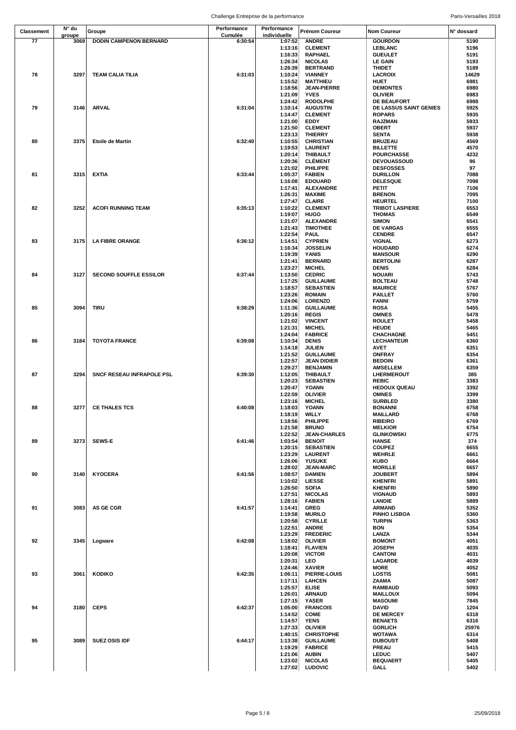| Classement | N° du groupe | Groupe | Performance Cumulée | Performance individuelle | Prénom Coureur | Nom Coureur | N° dossard |
|---|---|---|---|---|---|---|---|
| 77 | 3069 | DODIN CAMPENON BERNARD | 6:30:54 | 1:07:52 | ANDRE | GOURDON | 5190 |
| | | | | 1:13:16 | CLEMENT | LEBLANC | 5196 |
| | | | | 1:16:33 | RAPHAEL | GUEULET | 5191 |
| | | | | 1:26:34 | NICOLAS | LE GAIN | 5193 |
| | | | | 1:26:39 | BERTRAND | THIDET | 5189 |
| 78 | 3297 | TEAM CALIA TILIA | 6:31:03 | 1:10:24 | VIANNEY | LACROIX | 14629 |
| | | | | 1:15:52 | MATTHIEU | HUET | 6981 |
| | | | | 1:18:56 | JEAN-PIERRE | DEMONTES | 6980 |
| | | | | 1:21:09 | YVES | OLIVIER | 6983 |
| | | | | 1:24:42 | RODOLPHE | DE BEAUFORT | 6988 |
| 79 | 3146 | ARVAL | 6:31:04 | 1:10:14 | AUGUSTIN | DE LASSUS SAINT GENIES | 5925 |
| | | | | 1:14:47 | CLEMENT | ROPARS | 5935 |
| | | | | 1:21:00 | EDDY | RAJZMAN | 5933 |
| | | | | 1:21:50 | CLEMENT | OBERT | 5937 |
| | | | | 1:23:13 | THIERRY | SENTA | 5938 |
| 80 | 3375 | Etoile de Martin | 6:32:40 | 1:10:55 | CHRISTIAN | BRUZEAU | 4569 |
| | | | | 1:19:53 | LAURENT | BILLETTE | 4570 |
| | | | | 1:20:14 | THIBAULT | POURCHASSE | 4232 |
| | | | | 1:20:36 | CLÉMENT | DEVOUASSOUD | 96 |
| | | | | 1:21:02 | PHILIPPE | DESFOSSES | 97 |
| 81 | 3315 | EXTIA | 6:33:44 | 1:05:37 | FABIEN | DURILLON | 7088 |
| | | | | 1:16:08 | EDOUARD | DELESQUE | 7098 |
| | | | | 1:17:41 | ALEXANDRE | PETIT | 7106 |
| | | | | 1:26:31 | MAXIME | BRENON | 7095 |
| | | | | 1:27:47 | CLAIRE | HEURTEL | 7100 |
| 82 | 3252 | ACOFI RUNNING TEAM | 6:35:13 | 1:10:22 | CLEMENT | TRIBOT LASPIERE | 6553 |
| | | | | 1:19:07 | HUGO | THOMAS | 6549 |
| | | | | 1:21:07 | ALEXANDRE | SIMON | 6541 |
| | | | | 1:21:43 | TIMOTHEE | DE VARGAS | 6555 |
| | | | | 1:22:54 | PAUL | CENDRE | 6547 |
| 83 | 3175 | LA FIBRE ORANGE | 6:36:12 | 1:14:51 | CYPRIEN | VIGNAL | 6273 |
| | | | | 1:16:34 | JOSSELIN | HOUDARD | 6274 |
| | | | | 1:19:39 | YANIS | MANSOUR | 6290 |
| | | | | 1:21:41 | BERNARD | BERTOLINI | 6287 |
| | | | | 1:23:27 | MICHEL | DENIS | 6284 |
| 84 | 3127 | SECOND SOUFFLE ESSILOR | 6:37:44 | 1:13:50 | CEDRIC | NOUARI | 5743 |
| | | | | 1:17:25 | GUILLAUME | BOLTEAU | 5748 |
| | | | | 1:18:57 | SEBASTIEN | MAURICE | 5767 |
| | | | | 1:23:26 | ROMAIN | PAILLET | 5760 |
| | | | | 1:24:06 | LORENZO | FANNI | 5759 |
| 85 | 3094 | TIRU | 6:38:29 | 1:11:36 | GUILLAUME | ROSA | 5455 |
| | | | | 1:20:16 | REGIS | OMNES | 5478 |
| | | | | 1:21:02 | VINCENT | ROULET | 5458 |
| | | | | 1:21:31 | MICHEL | HEUDE | 5465 |
| | | | | 1:24:04 | FABRICE | CHACHAGNE | 5451 |
| 86 | 3184 | TOYOTA FRANCE | 6:39:08 | 1:10:34 | DENIS | LECHANTEUR | 6360 |
| | | | | 1:14:18 | JULIEN | AVET | 6351 |
| | | | | 1:21:52 | GUILLAUME | ONFRAY | 6354 |
| | | | | 1:22:57 | JEAN DIDIER | BEDOIN | 6361 |
| | | | | 1:29:27 | BENJAMIN | AMSELLEM | 6359 |
| 87 | 3294 | SNCF RESEAU INFRAPOLE PSL | 6:39:30 | 1:12:05 | THIBAULT | LHERMEROUT | 385 |
| | | | | 1:20:23 | SEBASTIEN | REBIC | 3383 |
| | | | | 1:20:47 | YOANN | HEDOUX QUEAU | 3392 |
| | | | | 1:22:59 | OLIVIER | OMNES | 3399 |
| | | | | 1:23:16 | MICHEL | SURBLED | 3380 |
| 88 | 3277 | CE THALES TCS | 6:40:08 | 1:18:03 | YOANN | BONANNI | 6758 |
| | | | | 1:18:19 | WILLY | MAILLARD | 6768 |
| | | | | 1:18:56 | PHILIPPE | RIBEIRO | 6769 |
| | | | | 1:21:58 | BRUNO | MELKIOR | 6754 |
| | | | | 1:22:52 | JEAN-CHARLES | GLINKOWSKI | 6775 |
| 89 | 3273 | SEWS-E | 6:41:46 | 1:03:54 | BENOIT | HANSE | 374 |
| | | | | 1:20:15 | SEBASTIEN | COUPEZ | 6655 |
| | | | | 1:23:29 | LAURENT | WEHRLE | 6661 |
| | | | | 1:26:06 | YUSUKE | KUBO | 6664 |
| | | | | 1:28:02 | JEAN-MARC | MORILLE | 6657 |
| 90 | 3140 | KYOCERA | 6:41:56 | 1:08:57 | DAMIEN | JOUBERT | 5894 |
| | | | | 1:10:02 | LIESSE | KHENFRI | 5891 |
| | | | | 1:26:50 | SOFIA | KHENFRI | 5890 |
| | | | | 1:27:51 | NICOLAS | VIGNAUD | 5893 |
| | | | | 1:28:16 | FABIEN | LANDIE | 5889 |
| 91 | 3083 | AS GE CGR | 6:41:57 | 1:14:41 | GREG | ARMAND | 5352 |
| | | | | 1:19:58 | MURILO | PINHO LISBOA | 5360 |
| | | | | 1:20:58 | CYRILLE | TURPIN | 5363 |
| | | | | 1:22:51 | ANDRE | BON | 5354 |
| | | | | 1:23:29 | FREDERIC | LANZA | 5344 |
| 92 | 3345 | Logware | 6:42:08 | 1:18:02 | OLIVIER | BOMONT | 4051 |
| | | | | 1:18:41 | FLAVIEN | JOSEPH | 4035 |
| | | | | 1:20:08 | VICTOR | CANTONI | 4031 |
| | | | | 1:20:31 | LEO | LAGARDE | 4039 |
| | | | | 1:24:46 | XAVIER | MORE | 4052 |
| 93 | 3061 | KODIKO | 6:42:35 | 1:06:11 | PIERRE-LOUIS | LOSTIS | 5081 |
| | | | | 1:17:11 | LAHCEN | ZAAMA | 5087 |
| | | | | 1:25:57 | ELISE | RAMBAUD | 5093 |
| | | | | 1:26:01 | ARNAUD | MAILLOUX | 5094 |
| | | | | 1:27:15 | YASER | MASOUMI | 7845 |
| 94 | 3180 | CEPS | 6:42:37 | 1:05:00 | FRANCOIS | DAVID | 1204 |
| | | | | 1:14:52 | COME | DE MERCEY | 6318 |
| | | | | 1:14:57 | YENS | BENAETS | 6316 |
| | | | | 1:27:33 | OLIVIER | GORLICH | 25976 |
| | | | | 1:40:15 | CHRISTOPHE | WOTAWA | 6314 |
| 95 | 3089 | SUEZ OSIS IDF | 6:44:17 | 1:13:38 | GUILLAUME | DUBOUST | 5408 |
| | | | | 1:19:29 | FABRICE | PREAU | 5415 |
| | | | | 1:21:06 | AUBIN | LEDUC | 5407 |
| | | | | 1:23:02 | NICOLAS | BEQUAERT | 5405 |
| | | | | 1:27:02 | LUDOVIC | GALL | 5402 |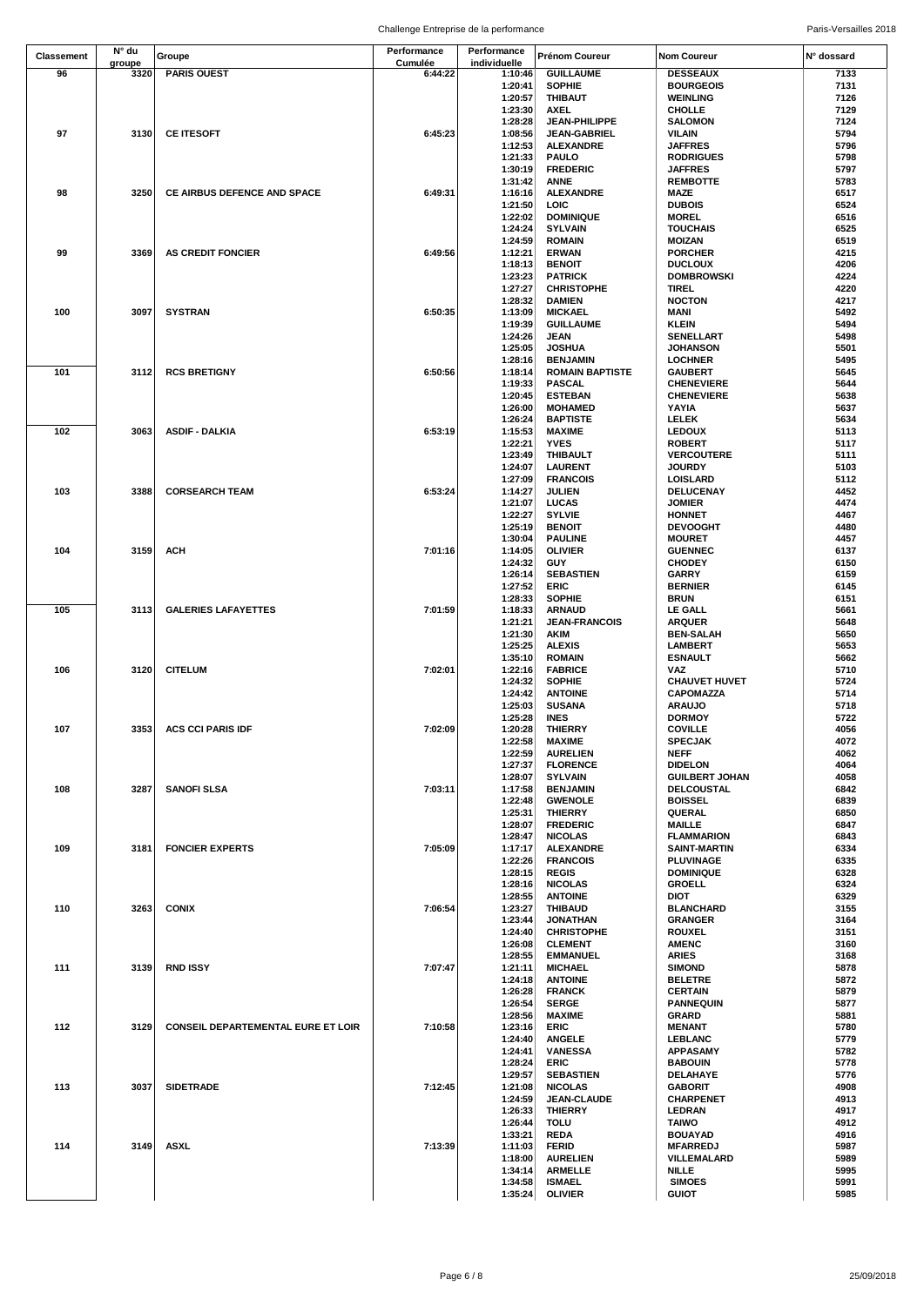| Classement | N° du groupe | Groupe | Performance Cumulée | Performance individuelle | Prénom Coureur | Nom Coureur | N° dossard |
|---|---|---|---|---|---|---|---|
| 96 | 3320 | PARIS OUEST | 6:44:22 | 1:10:46 | GUILLAUME | DESSEAUX | 7133 |
| | | | | 1:20:41 | SOPHIE | BOURGEOIS | 7131 |
| | | | | 1:20:57 | THIBAUT | WEINLING | 7126 |
| | | | | 1:23:30 | AXEL | CHOLLE | 7129 |
| | | | | 1:28:28 | JEAN-PHILIPPE | SALOMON | 7124 |
| 97 | 3130 | CE ITESOFT | 6:45:23 | 1:08:56 | JEAN-GABRIEL | VILAIN | 5794 |
| | | | | 1:12:53 | ALEXANDRE | JAFFRES | 5796 |
| | | | | 1:21:33 | PAULO | RODRIGUES | 5798 |
| | | | | 1:30:19 | FREDERIC | JAFFRES | 5797 |
| | | | | 1:31:42 | ANNE | REMBOTTE | 5783 |
| 98 | 3250 | CE AIRBUS DEFENCE AND SPACE | 6:49:31 | 1:16:16 | ALEXANDRE | MAZE | 6517 |
| | | | | 1:21:50 | LOIC | DUBOIS | 6524 |
| | | | | 1:22:02 | DOMINIQUE | MOREL | 6516 |
| | | | | 1:24:24 | SYLVAIN | TOUCHAIS | 6525 |
| | | | | 1:24:59 | ROMAIN | MOIZAN | 6519 |
| 99 | 3369 | AS CREDIT FONCIER | 6:49:56 | 1:12:21 | ERWAN | PORCHER | 4215 |
| | | | | 1:18:13 | BENOIT | DUCLOUX | 4206 |
| | | | | 1:23:23 | PATRICK | DOMBROWSKI | 4224 |
| | | | | 1:27:27 | CHRISTOPHE | TIREL | 4220 |
| | | | | 1:28:32 | DAMIEN | NOCTON | 4217 |
| 100 | 3097 | SYSTRAN | 6:50:35 | 1:13:09 | MICKAEL | MANI | 5492 |
| | | | | 1:19:39 | GUILLAUME | KLEIN | 5494 |
| | | | | 1:24:26 | JEAN | SENELLART | 5498 |
| | | | | 1:25:05 | JOSHUA | JOHANSON | 5501 |
| | | | | 1:28:16 | BENJAMIN | LOCHNER | 5495 |
| 101 | 3112 | RCS BRETIGNY | 6:50:56 | 1:18:14 | ROMAIN BAPTISTE | GAUBERT | 5645 |
| | | | | 1:19:33 | PASCAL | CHENEVIERE | 5644 |
| | | | | 1:20:45 | ESTEBAN | CHENEVIERE | 5638 |
| | | | | 1:26:00 | MOHAMED | YAYIA | 5637 |
| | | | | 1:26:24 | BAPTISTE | LELEK | 5634 |
| 102 | 3063 | ASDIF - DALKIA | 6:53:19 | 1:15:53 | MAXIME | LEDOUX | 5113 |
| | | | | 1:22:21 | YVES | ROBERT | 5117 |
| | | | | 1:23:49 | THIBAULT | VERCOUTERE | 5111 |
| | | | | 1:24:07 | LAURENT | JOURDY | 5103 |
| | | | | 1:27:09 | FRANCOIS | LOISLARD | 5112 |
| 103 | 3388 | CORSEARCH TEAM | 6:53:24 | 1:14:27 | JULIEN | DELUCENAY | 4452 |
| | | | | 1:21:07 | LUCAS | JOMIER | 4474 |
| | | | | 1:22:27 | SYLVIE | HONNET | 4467 |
| | | | | 1:25:19 | BENOIT | DEVOOGHT | 4480 |
| | | | | 1:30:04 | PAULINE | MOURET | 4457 |
| 104 | 3159 | ACH | 7:01:16 | 1:14:05 | OLIVIER | GUENNEC | 6137 |
| | | | | 1:24:32 | GUY | CHODEY | 6150 |
| | | | | 1:26:14 | SEBASTIEN | GARRY | 6159 |
| | | | | 1:27:52 | ERIC | BERNIER | 6145 |
| | | | | 1:28:33 | SOPHIE | BRUN | 6151 |
| 105 | 3113 | GALERIES LAFAYETTES | 7:01:59 | 1:18:33 | ARNAUD | LE GALL | 5661 |
| | | | | 1:21:21 | JEAN-FRANCOIS | ARQUER | 5648 |
| | | | | 1:21:30 | AKIM | BEN-SALAH | 5650 |
| | | | | 1:25:25 | ALEXIS | LAMBERT | 5653 |
| | | | | 1:35:10 | ROMAIN | ESNAULT | 5662 |
| 106 | 3120 | CITELUM | 7:02:01 | 1:22:16 | FABRICE | VAZ | 5710 |
| | | | | 1:24:32 | SOPHIE | CHAUVET HUVET | 5724 |
| | | | | 1:24:42 | ANTOINE | CAPOMAZZA | 5714 |
| | | | | 1:25:03 | SUSANA | ARAUJO | 5718 |
| | | | | 1:25:28 | INES | DORMOY | 5722 |
| 107 | 3353 | ACS CCI PARIS IDF | 7:02:09 | 1:20:28 | THIERRY | COVILLE | 4056 |
| | | | | 1:22:58 | MAXIME | SPECJAK | 4072 |
| | | | | 1:22:59 | AURELIEN | NEFF | 4062 |
| | | | | 1:27:37 | FLORENCE | DIDELON | 4064 |
| | | | | 1:28:07 | SYLVAIN | GUILBERT JOHAN | 4058 |
| 108 | 3287 | SANOFI SLSA | 7:03:11 | 1:17:58 | BENJAMIN | DELCOUSTAL | 6842 |
| | | | | 1:22:48 | GWENOLE | BOISSEL | 6839 |
| | | | | 1:25:31 | THIERRY | QUERAL | 6850 |
| | | | | 1:28:07 | FREDERIC | MAILLE | 6847 |
| | | | | 1:28:47 | NICOLAS | FLAMMARION | 6843 |
| 109 | 3181 | FONCIER EXPERTS | 7:05:09 | 1:17:17 | ALEXANDRE | SAINT-MARTIN | 6334 |
| | | | | 1:22:26 | FRANCOIS | PLUVINAGE | 6335 |
| | | | | 1:28:15 | REGIS | DOMINIQUE | 6328 |
| | | | | 1:28:16 | NICOLAS | GROELL | 6324 |
| | | | | 1:28:55 | ANTOINE | DIOT | 6329 |
| 110 | 3263 | CONIX | 7:06:54 | 1:23:27 | THIBAUD | BLANCHARD | 3155 |
| | | | | 1:23:44 | JONATHAN | GRANGER | 3164 |
| | | | | 1:24:40 | CHRISTOPHE | ROUXEL | 3151 |
| | | | | 1:26:08 | CLEMENT | AMENC | 3160 |
| | | | | 1:28:55 | EMMANUEL | ARIES | 3168 |
| 111 | 3139 | RND ISSY | 7:07:47 | 1:21:11 | MICHAEL | SIMOND | 5878 |
| | | | | 1:24:18 | ANTOINE | BELETRE | 5872 |
| | | | | 1:26:28 | FRANCK | CERTAIN | 5879 |
| | | | | 1:26:54 | SERGE | PANNEQUIN | 5877 |
| | | | | 1:28:56 | MAXIME | GRARD | 5881 |
| 112 | 3129 | CONSEIL DEPARTEMENTAL EURE ET LOIR | 7:10:58 | 1:23:16 | ERIC | MENANT | 5780 |
| | | | | 1:24:40 | ANGELE | LEBLANC | 5779 |
| | | | | 1:24:41 | VANESSA | APPASAMY | 5782 |
| | | | | 1:28:24 | ERIC | BABOUIN | 5778 |
| | | | | 1:29:57 | SEBASTIEN | DELAHAYE | 5776 |
| 113 | 3037 | SIDETRADE | 7:12:45 | 1:21:08 | NICOLAS | GABORIT | 4908 |
| | | | | 1:24:59 | JEAN-CLAUDE | CHARPENET | 4913 |
| | | | | 1:26:33 | THIERRY | LEDRAN | 4917 |
| | | | | 1:26:44 | TOLU | TAIWO | 4912 |
| | | | | 1:33:21 | REDA | BOUAYAD | 4916 |
| 114 | 3149 | ASXL | 7:13:39 | 1:11:03 | FERID | MFARREDJ | 5987 |
| | | | | 1:18:00 | AURELIEN | VILLEMALARD | 5989 |
| | | | | 1:34:14 | ARMELLE | NILLE | 5995 |
| | | | | 1:34:58 | ISMAEL | SIMOES | 5991 |
| | | | | 1:35:24 | OLIVIER | GUIOT | 5985 |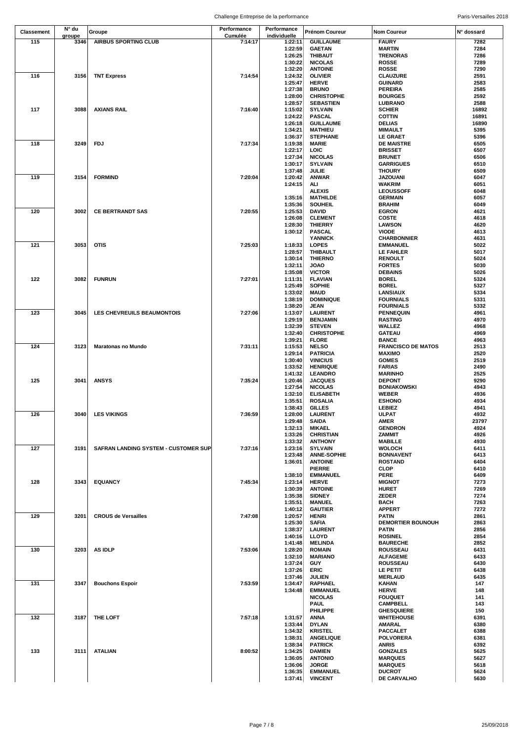| Classement | N° du groupe | Groupe | Performance Cumulée | Performance individuelle | Prénom Coureur | Nom Coureur | N° dossard |
|---|---|---|---|---|---|---|---|
| 115 | 3346 | AIRBUS SPORTING CLUB | 7:14:17 | 1:22:11 | GUILLAUME | FAURY | 7282 |
| | | | | 1:22:59 | GAETAN | MARTIN | 7284 |
| | | | | 1:26:25 | THIBAUT | TRENORAS | 7286 |
| | | | | 1:30:22 | NICOLAS | ROSSE | 7289 |
| | | | | 1:32:20 | ANTOINE | ROSSE | 7290 |
| 116 | 3156 | TNT Express | 7:14:54 | 1:24:32 | OLIVIER | CLAUZURE | 2591 |
| | | | | 1:25:47 | HERVE | GUINARD | 2583 |
| | | | | 1:27:38 | BRUNO | PEREIRA | 2585 |
| | | | | 1:28:00 | CHRISTOPHE | BOURGES | 2592 |
| | | | | 1:28:57 | SEBASTIEN | LUBRANO | 2588 |
| 117 | 3088 | AXIANS RAIL | 7:16:40 | 1:15:02 | SYLVAIN | SCHIER | 16892 |
| | | | | 1:24:22 | PASCAL | COTTIN | 16891 |
| | | | | 1:26:18 | GUILLAUME | DELIAS | 16890 |
| | | | | 1:34:21 | MATHIEU | MIMAULT | 5395 |
| | | | | 1:36:37 | STEPHANE | LE GRAET | 5396 |
| 118 | 3249 | FDJ | 7:17:34 | 1:19:38 | MARIE | DE MAISTRE | 6505 |
| | | | | 1:22:17 | LOIC | BRISSET | 6507 |
| | | | | 1:27:34 | NICOLAS | BRUNET | 6506 |
| | | | | 1:30:17 | SYLVAIN | GARRIGUES | 6510 |
| | | | | 1:37:48 | JULIE | THOURY | 6509 |
| 119 | 3154 | FORMIND | 7:20:04 | 1:20:42 | ANWAR | JAZOUANI | 6047 |
| | | | | 1:24:15 | ALI | WAKRIM | 6051 |
| | | | | | ALEXIS | LEOUSSOFF | 6048 |
| | | | | 1:35:16 | MATHILDE | GERMAIN | 6057 |
| | | | | 1:35:36 | SOUHEIL | BRAHIM | 6049 |
| 120 | 3002 | CE BERTRANDT SAS | 7:20:55 | 1:25:53 | DAVID | EGRON | 4621 |
| | | | | 1:26:08 | CLEMENT | COSTE | 4618 |
| | | | | 1:28:30 | THIERRY | LAWSON | 4620 |
| | | | | 1:30:12 | PASCAL | VIODE | 4613 |
| | | | | | YANNICK | CHARBONNIER | 4631 |
| 121 | 3053 | OTIS | 7:25:03 | 1:18:33 | LOPES | EMMANUEL | 5022 |
| | | | | 1:28:57 | THIBAULT | LE FAHLER | 5017 |
| | | | | 1:30:14 | THIERNO | RENOULT | 5024 |
| | | | | 1:32:11 | JOAO | FORTES | 5030 |
| | | | | 1:35:08 | VICTOR | DEBAINS | 5026 |
| 122 | 3082 | FUNRUN | 7:27:01 | 1:11:31 | FLAVIAN | BOREL | 5324 |
| | | | | 1:25:49 | SOPHIE | BOREL | 5327 |
| | | | | 1:33:02 | MAUD | LANSIAUX | 5334 |
| | | | | 1:38:19 | DOMINIQUE | FOURNIALS | 5331 |
| | | | | 1:38:20 | JEAN | FOURNIALS | 5332 |
| 123 | 3045 | LES CHEVREUILS BEAUMONTOIS | 7:27:06 | 1:13:07 | LAURENT | PENNEQUIN | 4961 |
| | | | | 1:29:19 | BENJAMIN | RASTING | 4970 |
| | | | | 1:32:39 | STEVEN | WALLEZ | 4968 |
| | | | | 1:32:40 | CHRISTOPHE | GATEAU | 4969 |
| | | | | 1:39:21 | FLORE | BANCE | 4963 |
| 124 | 3123 | Maratonas no Mundo | 7:31:11 | 1:15:53 | NELSO | FRANCISCO DE MATOS | 2513 |
| | | | | 1:29:14 | PATRICIA | MAXIMO | 2520 |
| | | | | 1:30:40 | VINICIUS | GOMES | 2519 |
| | | | | 1:33:52 | HENRIQUE | FARIAS | 2490 |
| | | | | 1:41:32 | LEANDRO | MARINHO | 2525 |
| 125 | 3041 | ANSYS | 7:35:24 | 1:20:46 | JACQUES | DEPONT | 9290 |
| | | | | 1:27:54 | NICOLAS | BONIAKOWSKI | 4943 |
| | | | | 1:32:10 | ELISABETH | WEBER | 4936 |
| | | | | 1:35:51 | ROSALIA | ESHONO | 4934 |
| | | | | 1:38:43 | GILLES | LEBIEZ | 4941 |
| 126 | 3040 | LES VIKINGS | 7:36:59 | 1:28:00 | LAURENT | ULPAT | 4932 |
| | | | | 1:29:48 | SAIDA | AMER | 23797 |
| | | | | 1:32:13 | MIKAEL | GENDRON | 4924 |
| | | | | 1:33:26 | CHRISTIAN | ZAMMIT | 4926 |
| | | | | 1:33:32 | ANTHONY | MABILLE | 4930 |
| 127 | 3191 | SAFRAN LANDING SYSTEM - CUSTOMER SUP | 7:37:16 | 1:23:16 | SYLVAIN | WOLOCH | 6411 |
| | | | | 1:23:48 | ANNE-SOPHIE | BONNAVENT | 6413 |
| | | | | 1:36:01 | ANTOINE | ROSTAND | 6404 |
| | | | | | PIERRE | CLOP | 6410 |
| | | | | 1:38:10 | EMMANUEL | PERE | 6409 |
| 128 | 3343 | EQUANCY | 7:45:34 | 1:23:14 | HERVE | MIGNOT | 7273 |
| | | | | 1:30:39 | ANTOINE | HURET | 7269 |
| | | | | 1:35:38 | SIDNEY | ZEDER | 7274 |
| | | | | 1:35:51 | MANUEL | BACH | 7263 |
| | | | | 1:40:12 | GAUTIER | APPERT | 7272 |
| 129 | 3201 | CROUS de Versailles | 7:47:08 | 1:20:57 | HENRI | PATIN | 2861 |
| | | | | 1:25:30 | SAFIA | DEMORTIER BOUNOUH | 2863 |
| | | | | 1:38:37 | LAURENT | PATIN | 2856 |
| | | | | 1:40:16 | LLOYD | ROSINEL | 2854 |
| | | | | 1:41:48 | MELINDA | BAURECHE | 2852 |
| 130 | 3203 | AS IDLP | 7:53:06 | 1:28:20 | ROMAIN | ROUSSEAU | 6431 |
| | | | | 1:32:10 | MARIANO | ALFAGEME | 6433 |
| | | | | 1:37:24 | GUY | ROUSSEAU | 6430 |
| | | | | 1:37:26 | ERIC | LE PETIT | 6438 |
| | | | | 1:37:46 | JULIEN | MERLAUD | 6435 |
| 131 | 3347 | Bouchons Espoir | 7:53:59 | 1:34:47 | RAPHAEL | KAHAN | 147 |
| | | | | 1:34:48 | EMMANUEL | HERVE | 148 |
| | | | | | NICOLAS | FOUQUET | 141 |
| | | | | | PAUL | CAMPBELL | 143 |
| | | | | | PHILIPPE | GHESQUIERE | 150 |
| 132 | 3187 | THE LOFT | 7:57:18 | 1:31:57 | ANNA | WHITEHOUSE | 6391 |
| | | | | 1:33:44 | DYLAN | AMARAL | 6380 |
| | | | | 1:34:32 | KRISTEL | PACCALET | 6388 |
| | | | | 1:38:31 | ANGELIQUE | POLVORERA | 6381 |
| | | | | 1:38:34 | PATRICK | ANRIS | 6392 |
| 133 | 3111 | ATALIAN | 8:00:52 | 1:34:25 | DAMIEN | GONZALES | 5625 |
| | | | | 1:36:05 | ANTONIO | MARQUES | 5627 |
| | | | | 1:36:06 | JORGE | MARQUES | 5618 |
| | | | | 1:36:35 | EMMANUEL | DUCROT | 5624 |
| | | | | 1:37:41 | VINCENT | DE CARVALHO | 5630 |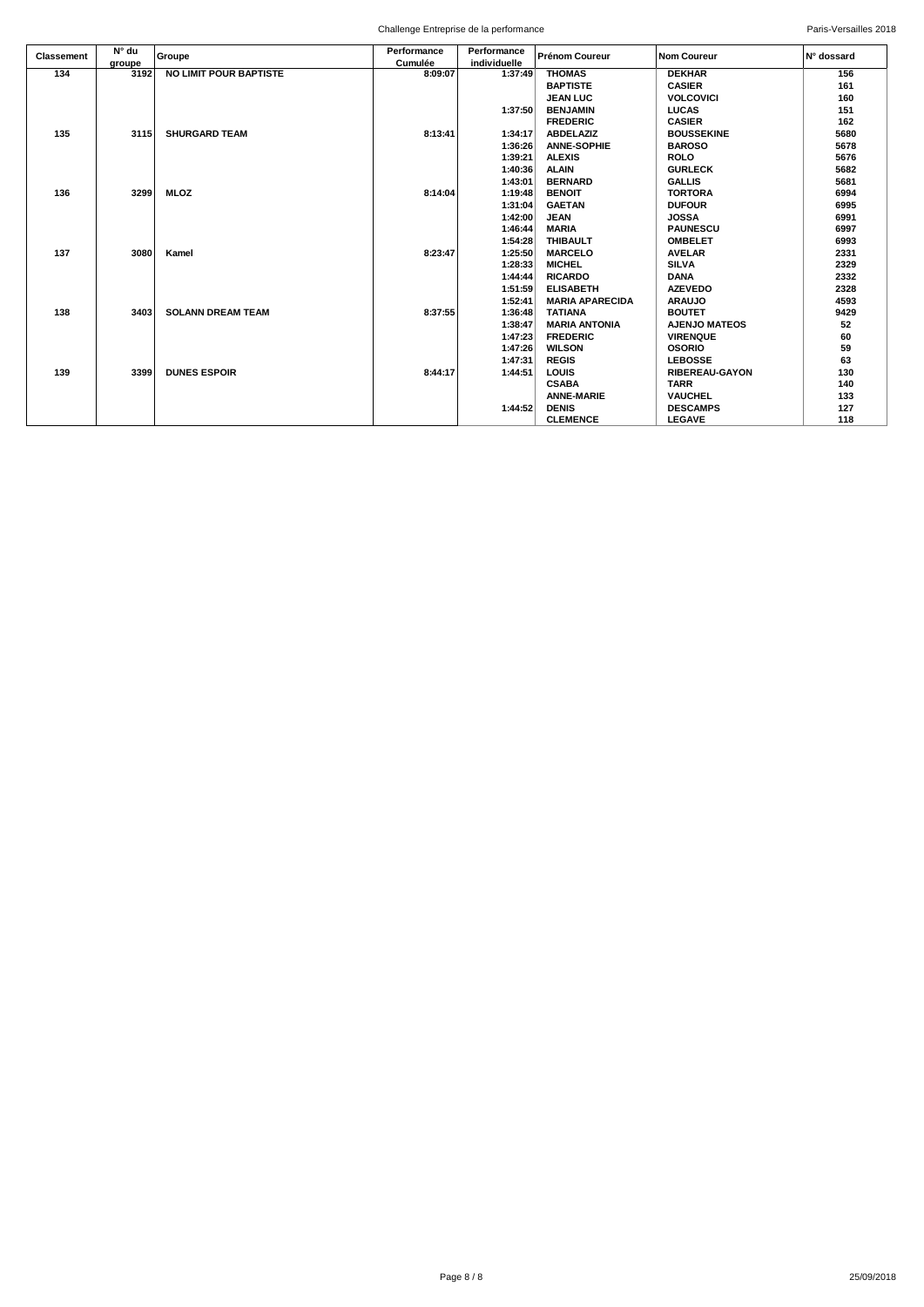| Classement | N° du groupe | Groupe | Performance Cumulée | Performance individuelle | Prénom Coureur | Nom Coureur | N° dossard |
|---|---|---|---|---|---|---|---|
| 134 | 3192 | NO LIMIT POUR BAPTISTE | 8:09:07 | 1:37:49 | THOMAS | DEKHAR | 156 |
| | | | | | BAPTISTE | CASIER | 161 |
| | | | | | JEAN LUC | VOLCOVICI | 160 |
| | | | | 1:37:50 | BENJAMIN | LUCAS | 151 |
| | | | | | FREDERIC | CASIER | 162 |
| 135 | 3115 | SHURGARD TEAM | 8:13:41 | 1:34:17 | ABDELAZIZ | BOUSSEKINE | 5680 |
| | | | | 1:36:26 | ANNE-SOPHIE | BAROSO | 5678 |
| | | | | 1:39:21 | ALEXIS | ROLO | 5676 |
| | | | | 1:40:36 | ALAIN | GURLECK | 5682 |
| | | | | 1:43:01 | BERNARD | GALLIS | 5681 |
| 136 | 3299 | MLOZ | 8:14:04 | 1:19:48 | BENOIT | TORTORA | 6994 |
| | | | | 1:31:04 | GAETAN | DUFOUR | 6995 |
| | | | | 1:42:00 | JEAN | JOSSA | 6991 |
| | | | | 1:46:44 | MARIA | PAUNESCU | 6997 |
| | | | | 1:54:28 | THIBAULT | OMBELET | 6993 |
| 137 | 3080 | Kamel | 8:23:47 | 1:25:50 | MARCELO | AVELAR | 2331 |
| | | | | 1:28:33 | MICHEL | SILVA | 2329 |
| | | | | 1:44:44 | RICARDO | DANA | 2332 |
| | | | | 1:51:59 | ELISABETH | AZEVEDO | 2328 |
| | | | | 1:52:41 | MARIA APARECIDA | ARAUJO | 4593 |
| 138 | 3403 | SOLANN DREAM TEAM | 8:37:55 | 1:36:48 | TATIANA | BOUTET | 9429 |
| | | | | 1:38:47 | MARIA ANTONIA | AJENJO MATEOS | 52 |
| | | | | 1:47:23 | FREDERIC | VIRENQUE | 60 |
| | | | | 1:47:26 | WILSON | OSORIO | 59 |
| | | | | 1:47:31 | REGIS | LEBOSSE | 63 |
| 139 | 3399 | DUNES ESPOIR | 8:44:17 | 1:44:51 | LOUIS | RIBEREAU-GAYON | 130 |
| | | | | | CSABA | TARR | 140 |
| | | | | | ANNE-MARIE | VAUCHEL | 133 |
| | | | | 1:44:52 | DENIS | DESCAMPS | 127 |
| | | | | | CLEMENCE | LEGAVE | 118 |